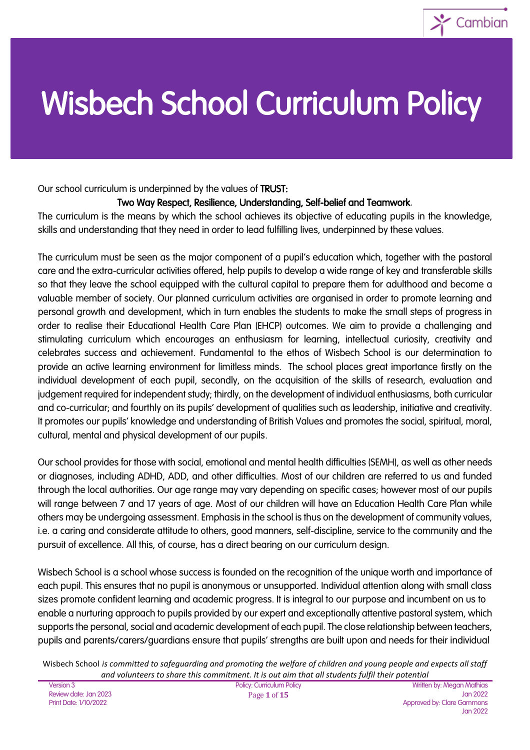# Wisbech School Curriculum Policy

Our school curriculum is underpinned by the values of **TRUST:**

**Two Way Respect, Resilience, Understanding, Self-belief and Teamwork**.

The curriculum is the means by which the school achieves its objective of educating pupils in the knowledge, skills and understanding that they need in order to lead fulfilling lives, underpinned by these values.

The curriculum must be seen as the major component of a pupil's education which, together with the pastoral care and the extra-curricular activities offered, help pupils to develop a wide range of key and transferable skills so that they leave the school equipped with the cultural capital to prepare them for adulthood and become a valuable member of society. Our planned curriculum activities are organised in order to promote learning and personal growth and development, which in turn enables the students to make the small steps of progress in order to realise their Educational Health Care Plan (EHCP) outcomes. We aim to provide a challenging and stimulating curriculum which encourages an enthusiasm for learning, intellectual curiosity, creativity and celebrates success and achievement. Fundamental to the ethos of Wisbech School is our determination to provide an active learning environment for limitless minds. The school places great importance firstly on the individual development of each pupil, secondly, on the acquisition of the skills of research, evaluation and judgement required for independent study; thirdly, on the development of individual enthusiasms, both curricular and co-curricular; and fourthly on its pupils' development of qualities such as leadership, initiative and creativity. It promotes our pupils' knowledge and understanding of British Values and promotes the social, spiritual, moral, cultural, mental and physical development of our pupils.

Our school provides for those with social, emotional and mental health difficulties (SEMH), as well as other needs or diagnoses, including ADHD, ADD, and other difficulties. Most of our children are referred to us and funded through the local authorities. Our age range may vary depending on specific cases; however most of our pupils will range between 7 and 17 years of age. Most of our children will have an Education Health Care Plan while others may be undergoing assessment. Emphasis in the school is thus on the development of community values, i.e. a caring and considerate attitude to others, good manners, self-discipline, service to the community and the pursuit of excellence. All this, of course, has a direct bearing on our curriculum design.

Wisbech School is a school whose success is founded on the recognition of the unique worth and importance of each pupil. This ensures that no pupil is anonymous or unsupported. Individual attention along with small class sizes promote confident learning and academic progress. It is integral to our purpose and incumbent on us to enable a nurturing approach to pupils provided by our expert and exceptionally attentive pastoral system, which supports the personal, social and academic development of each pupil. The close relationship between teachers, pupils and parents/carers/guardians ensure that pupils' strengths are built upon and needs for their individual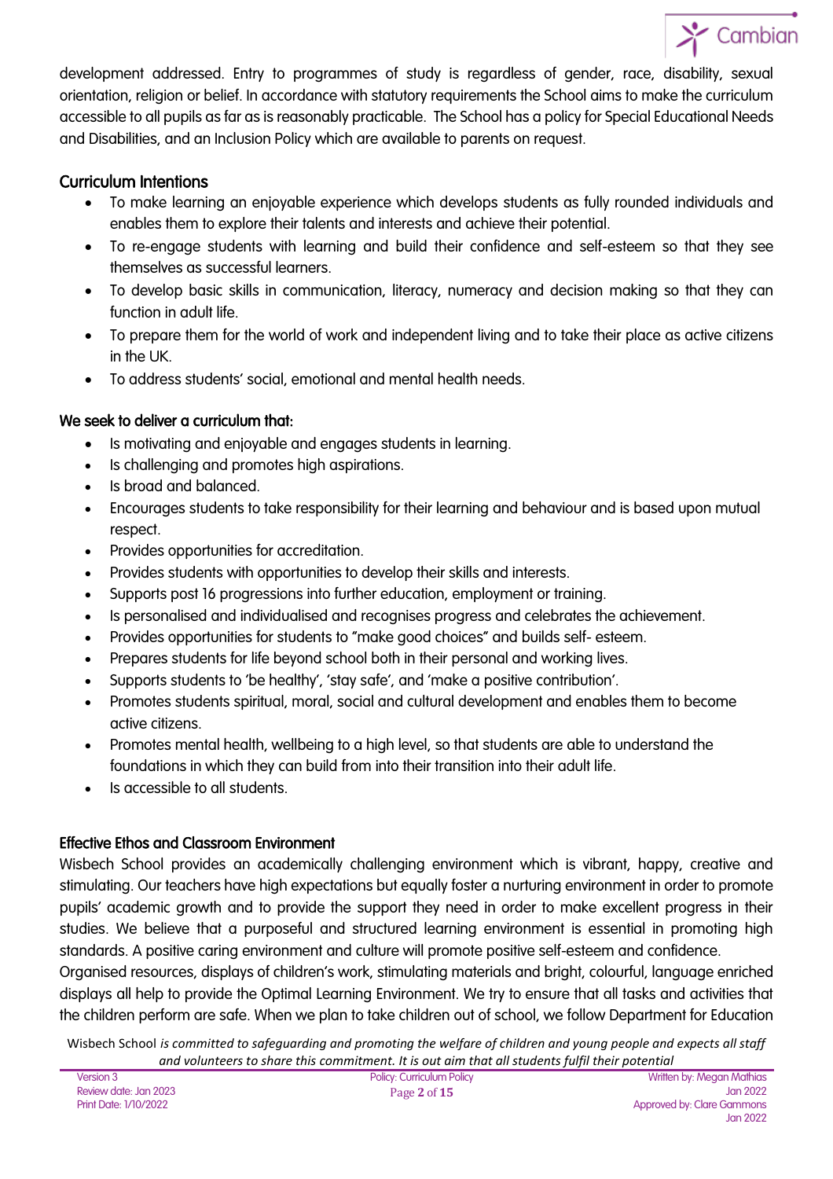development addressed. Entry to programmes of study is regardless of gender, race, disability, sexual orientation, religion or belief. In accordance with statutory requirements the School aims to make the curriculum accessible to all pupils as far as is reasonably practicable. The School has a policy for Special Educational Needs and Disabilities, and an Inclusion Policy which are available to parents on request.

## Curriculum Intentions

- To make learning an enjoyable experience which develops students as fully rounded individuals and enables them to explore their talents and interests and achieve their potential.
- To re-engage students with learning and build their confidence and self-esteem so that they see themselves as successful learners.
- To develop basic skills in communication, literacy, numeracy and decision making so that they can function in adult life.
- To prepare them for the world of work and independent living and to take their place as active citizens in the UK.
- To address students' social, emotional and mental health needs.

## We seek to deliver a curriculum that:

- Is motivating and enjoyable and engages students in learning.
- Is challenging and promotes high aspirations.
- Is broad and balanced.
- Encourages students to take responsibility for their learning and behaviour and is based upon mutual respect.
- Provides opportunities for accreditation.
- Provides students with opportunities to develop their skills and interests.
- Supports post 16 progressions into further education, employment or training.
- Is personalised and individualised and recognises progress and celebrates the achievement.
- Provides opportunities for students to "make good choices" and builds self- esteem.
- Prepares students for life beyond school both in their personal and working lives.
- Supports students to 'be healthy', 'stay safe', and 'make a positive contribution'.
- Promotes students spiritual, moral, social and cultural development and enables them to become active citizens.
- Promotes mental health, wellbeing to a high level, so that students are able to understand the foundations in which they can build from into their transition into their adult life.
- Is accessible to all students.

## Effective Ethos and Classroom Environment

Wisbech School provides an academically challenging environment which is vibrant, happy, creative and stimulating. Our teachers have high expectations but equally foster a nurturing environment in order to promote pupils' academic growth and to provide the support they need in order to make excellent progress in their studies. We believe that a purposeful and structured learning environment is essential in promoting high standards. A positive caring environment and culture will promote positive self-esteem and confidence.
Organised resources, displays of children's work, stimulating materials and bright, colourful, language enriched displays all help to provide the Optimal Learning Environment. We try to ensure that all tasks and activities that the children perform are safe. When we plan to take children out of school, we follow Department for Education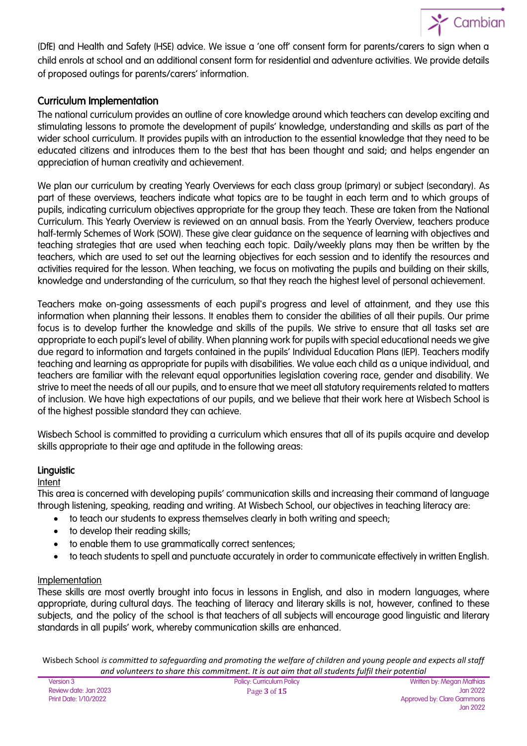(DfE) and Health and Safety (HSE) advice. We issue a 'one off' consent form for parents/carers to sign when a child enrols at school and an additional consent form for residential and adventure activities. We provide details of proposed outings for parents/carers' information.

## Curriculum Implementation

The national curriculum provides an outline of core knowledge around which teachers can develop exciting and stimulating lessons to promote the development of pupils' knowledge, understanding and skills as part of the wider school curriculum. It provides pupils with an introduction to the essential knowledge that they need to be educated citizens and introduces them to the best that has been thought and said; and helps engender an appreciation of human creativity and achievement.

We plan our curriculum by creating Yearly Overviews for each class group (primary) or subject (secondary). As part of these overviews, teachers indicate what topics are to be taught in each term and to which groups of pupils, indicating curriculum objectives appropriate for the group they teach. These are taken from the National Curriculum. This Yearly Overview is reviewed on an annual basis. From the Yearly Overview, teachers produce half-termly Schemes of Work (SOW). These give clear guidance on the sequence of learning with objectives and teaching strategies that are used when teaching each topic. Daily/weekly plans may then be written by the teachers, which are used to set out the learning objectives for each session and to identify the resources and activities required for the lesson. When teaching, we focus on motivating the pupils and building on their skills, knowledge and understanding of the curriculum, so that they reach the highest level of personal achievement.

Teachers make on-going assessments of each pupil's progress and level of attainment, and they use this information when planning their lessons. It enables them to consider the abilities of all their pupils. Our prime focus is to develop further the knowledge and skills of the pupils. We strive to ensure that all tasks set are appropriate to each pupil's level of ability. When planning work for pupils with special educational needs we give due regard to information and targets contained in the pupils' Individual Education Plans (IEP). Teachers modify teaching and learning as appropriate for pupils with disabilities. We value each child as a unique individual, and teachers are familiar with the relevant equal opportunities legislation covering race, gender and disability. We strive to meet the needs of all our pupils, and to ensure that we meet all statutory requirements related to matters of inclusion. We have high expectations of our pupils, and we believe that their work here at Wisbech School is of the highest possible standard they can achieve.

Wisbech School is committed to providing a curriculum which ensures that all of its pupils acquire and develop skills appropriate to their age and aptitude in the following areas:

### Linguistic

Intent

This area is concerned with developing pupils' communication skills and increasing their command of language through listening, speaking, reading and writing. At Wisbech School, our objectives in teaching literacy are:

- to teach our students to express themselves clearly in both writing and speech;
- to develop their reading skills;
- to enable them to use grammatically correct sentences;
- to teach students to spell and punctuate accurately in order to communicate effectively in written English.

Implementation

These skills are most overtly brought into focus in lessons in English, and also in modern languages, where appropriate, during cultural days. The teaching of literacy and literary skills is not, however, confined to these subjects, and the policy of the school is that teachers of all subjects will encourage good linguistic and literary standards in all pupils' work, whereby communication skills are enhanced.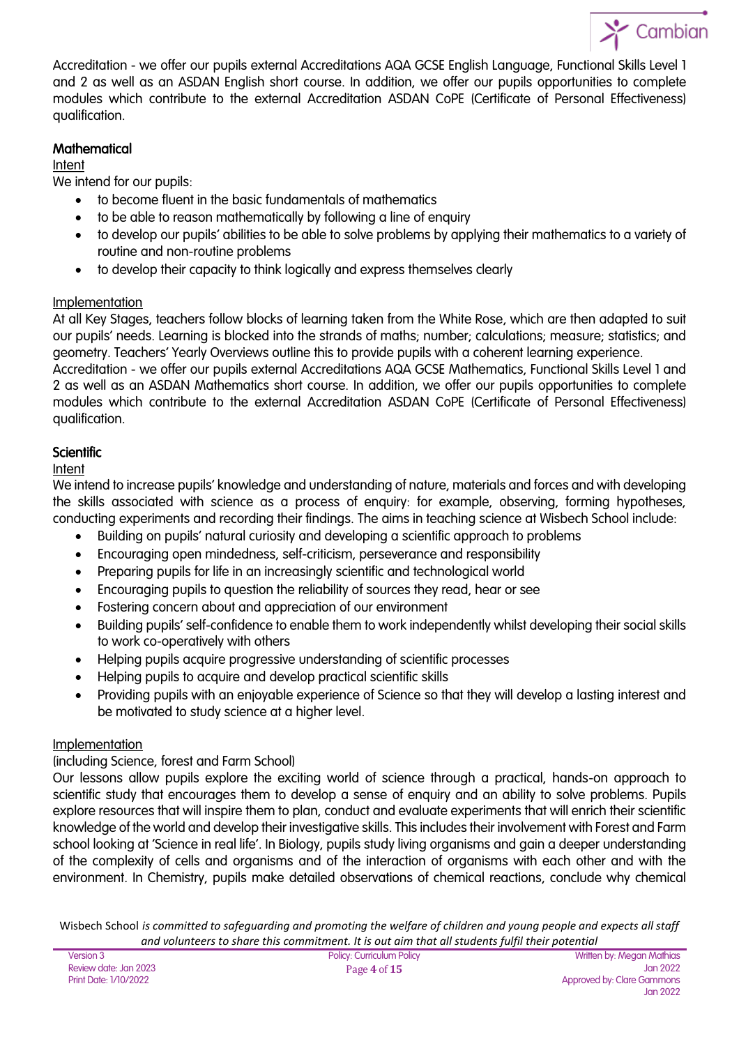Accreditation - we offer our pupils external Accreditations AQA GCSE English Language, Functional Skills Level 1 and 2 as well as an ASDAN English short course. In addition, we offer our pupils opportunities to complete modules which contribute to the external Accreditation ASDAN CoPE (Certificate of Personal Effectiveness) qualification.

### Mathematical

Intent

We intend for our pupils:

- to become fluent in the basic fundamentals of mathematics
- to be able to reason mathematically by following a line of enquiry
- to develop our pupils' abilities to be able to solve problems by applying their mathematics to a variety of routine and non-routine problems
- to develop their capacity to think logically and express themselves clearly

Implementation

At all Key Stages, teachers follow blocks of learning taken from the White Rose, which are then adapted to suit our pupils' needs. Learning is blocked into the strands of maths; number; calculations; measure; statistics; and geometry. Teachers' Yearly Overviews outline this to provide pupils with a coherent learning experience.
Accreditation - we offer our pupils external Accreditations AQA GCSE Mathematics, Functional Skills Level 1 and 2 as well as an ASDAN Mathematics short course. In addition, we offer our pupils opportunities to complete modules which contribute to the external Accreditation ASDAN CoPE (Certificate of Personal Effectiveness) qualification.

### Scientific

Intent

We intend to increase pupils' knowledge and understanding of nature, materials and forces and with developing the skills associated with science as a process of enquiry: for example, observing, forming hypotheses, conducting experiments and recording their findings. The aims in teaching science at Wisbech School include:

- Building on pupils' natural curiosity and developing a scientific approach to problems
- Encouraging open mindedness, self-criticism, perseverance and responsibility
- Preparing pupils for life in an increasingly scientific and technological world
- Encouraging pupils to question the reliability of sources they read, hear or see
- Fostering concern about and appreciation of our environment
- Building pupils' self-confidence to enable them to work independently whilst developing their social skills to work co-operatively with others
- Helping pupils acquire progressive understanding of scientific processes
- Helping pupils to acquire and develop practical scientific skills
- Providing pupils with an enjoyable experience of Science so that they will develop a lasting interest and be motivated to study science at a higher level.

Implementation

(including Science, forest and Farm School)

Our lessons allow pupils explore the exciting world of science through a practical, hands-on approach to scientific study that encourages them to develop a sense of enquiry and an ability to solve problems. Pupils explore resources that will inspire them to plan, conduct and evaluate experiments that will enrich their scientific knowledge of the world and develop their investigative skills. This includes their involvement with Forest and Farm school looking at 'Science in real life'. In Biology, pupils study living organisms and gain a deeper understanding of the complexity of cells and organisms and of the interaction of organisms with each other and with the environment. In Chemistry, pupils make detailed observations of chemical reactions, conclude why chemical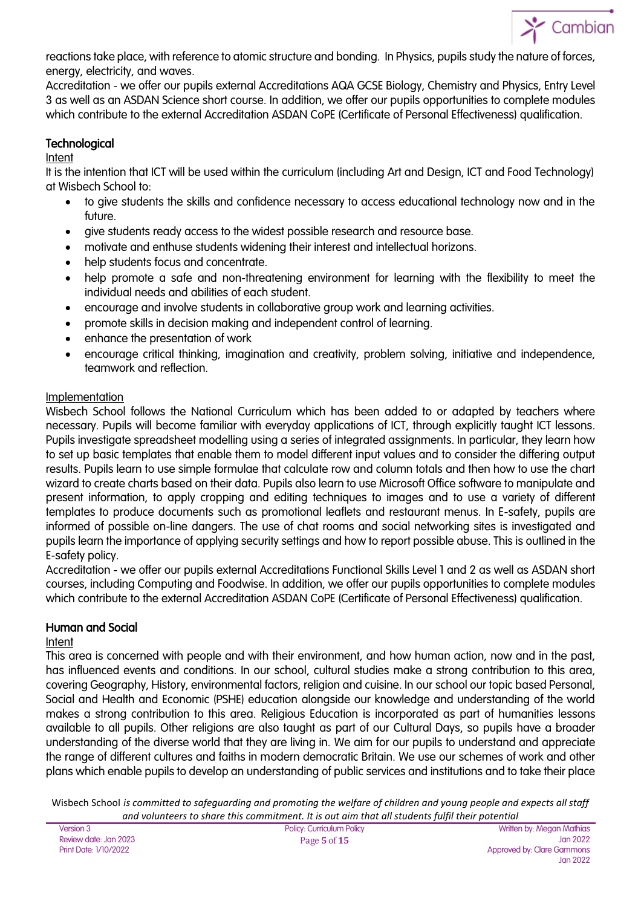reactions take place, with reference to atomic structure and bonding. In Physics, pupils study the nature of forces, energy, electricity, and waves.

Accreditation - we offer our pupils external Accreditations AQA GCSE Biology, Chemistry and Physics, Entry Level 3 as well as an ASDAN Science short course. In addition, we offer our pupils opportunities to complete modules which contribute to the external Accreditation ASDAN CoPE (Certificate of Personal Effectiveness) qualification.

## Technological

Intent

It is the intention that ICT will be used within the curriculum (including Art and Design, ICT and Food Technology) at Wisbech School to:

- to give students the skills and confidence necessary to access educational technology now and in the future.
- give students ready access to the widest possible research and resource base.
- motivate and enthuse students widening their interest and intellectual horizons.
- help students focus and concentrate.
- help promote a safe and non-threatening environment for learning with the flexibility to meet the individual needs and abilities of each student.
- encourage and involve students in collaborative group work and learning activities.
- promote skills in decision making and independent control of learning.
- enhance the presentation of work
- encourage critical thinking, imagination and creativity, problem solving, initiative and independence, teamwork and reflection.

Implementation

Wisbech School follows the National Curriculum which has been added to or adapted by teachers where necessary. Pupils will become familiar with everyday applications of ICT, through explicitly taught ICT lessons. Pupils investigate spreadsheet modelling using a series of integrated assignments. In particular, they learn how to set up basic templates that enable them to model different input values and to consider the differing output results. Pupils learn to use simple formulae that calculate row and column totals and then how to use the chart wizard to create charts based on their data. Pupils also learn to use Microsoft Office software to manipulate and present information, to apply cropping and editing techniques to images and to use a variety of different templates to produce documents such as promotional leaflets and restaurant menus. In E-safety, pupils are informed of possible on-line dangers. The use of chat rooms and social networking sites is investigated and pupils learn the importance of applying security settings and how to report possible abuse. This is outlined in the E-safety policy.

Accreditation - we offer our pupils external Accreditations Functional Skills Level 1 and 2 as well as ASDAN short courses, including Computing and Foodwise. In addition, we offer our pupils opportunities to complete modules which contribute to the external Accreditation ASDAN CoPE (Certificate of Personal Effectiveness) qualification.

## Human and Social

Intent

This area is concerned with people and with their environment, and how human action, now and in the past, has influenced events and conditions. In our school, cultural studies make a strong contribution to this area, covering Geography, History, environmental factors, religion and cuisine. In our school our topic based Personal, Social and Health and Economic (PSHE) education alongside our knowledge and understanding of the world makes a strong contribution to this area. Religious Education is incorporated as part of humanities lessons available to all pupils. Other religions are also taught as part of our Cultural Days, so pupils have a broader understanding of the diverse world that they are living in. We aim for our pupils to understand and appreciate the range of different cultures and faiths in modern democratic Britain. We use our schemes of work and other plans which enable pupils to develop an understanding of public services and institutions and to take their place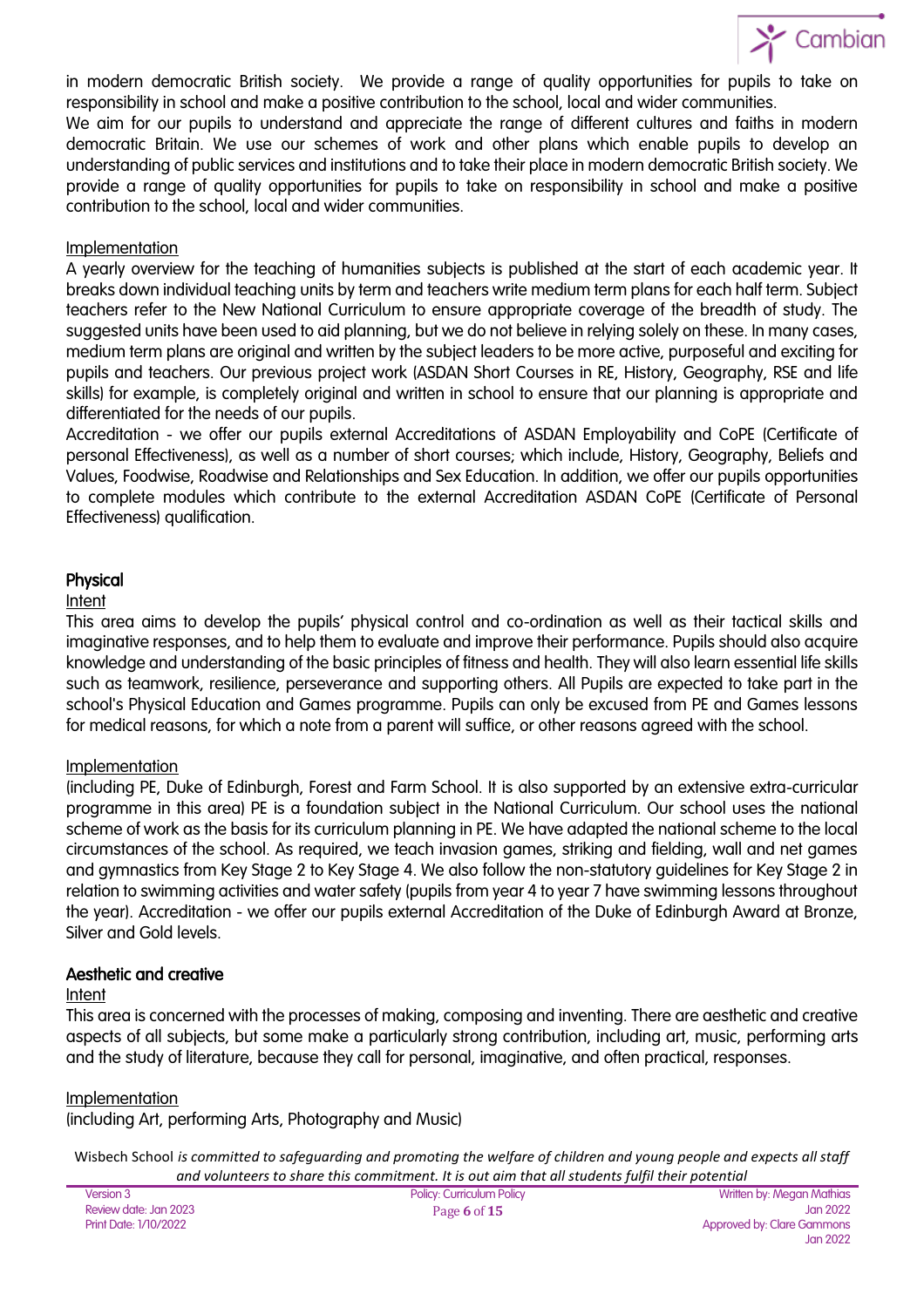in modern democratic British society. We provide a range of quality opportunities for pupils to take on responsibility in school and make a positive contribution to the school, local and wider communities.
We aim for our pupils to understand and appreciate the range of different cultures and faiths in modern democratic Britain. We use our schemes of work and other plans which enable pupils to develop an understanding of public services and institutions and to take their place in modern democratic British society. We provide a range of quality opportunities for pupils to take on responsibility in school and make a positive contribution to the school, local and wider communities.

Implementation

A yearly overview for the teaching of humanities subjects is published at the start of each academic year. It breaks down individual teaching units by term and teachers write medium term plans for each half term. Subject teachers refer to the New National Curriculum to ensure appropriate coverage of the breadth of study. The suggested units have been used to aid planning, but we do not believe in relying solely on these. In many cases, medium term plans are original and written by the subject leaders to be more active, purposeful and exciting for pupils and teachers. Our previous project work (ASDAN Short Courses in RE, History, Geography, RSE and life skills) for example, is completely original and written in school to ensure that our planning is appropriate and differentiated for the needs of our pupils.
Accreditation - we offer our pupils external Accreditations of ASDAN Employability and CoPE (Certificate of personal Effectiveness), as well as a number of short courses; which include, History, Geography, Beliefs and Values, Foodwise, Roadwise and Relationships and Sex Education. In addition, we offer our pupils opportunities to complete modules which contribute to the external Accreditation ASDAN CoPE (Certificate of Personal Effectiveness) qualification.

### Physical

Intent

This area aims to develop the pupils' physical control and co-ordination as well as their tactical skills and imaginative responses, and to help them to evaluate and improve their performance. Pupils should also acquire knowledge and understanding of the basic principles of fitness and health. They will also learn essential life skills such as teamwork, resilience, perseverance and supporting others. All Pupils are expected to take part in the school's Physical Education and Games programme. Pupils can only be excused from PE and Games lessons for medical reasons, for which a note from a parent will suffice, or other reasons agreed with the school.

Implementation

(including PE, Duke of Edinburgh, Forest and Farm School. It is also supported by an extensive extra-curricular programme in this area) PE is a foundation subject in the National Curriculum. Our school uses the national scheme of work as the basis for its curriculum planning in PE. We have adapted the national scheme to the local circumstances of the school. As required, we teach invasion games, striking and fielding, wall and net games and gymnastics from Key Stage 2 to Key Stage 4. We also follow the non-statutory guidelines for Key Stage 2 in relation to swimming activities and water safety (pupils from year 4 to year 7 have swimming lessons throughout the year). Accreditation - we offer our pupils external Accreditation of the Duke of Edinburgh Award at Bronze, Silver and Gold levels.

### Aesthetic and creative

Intent

This area is concerned with the processes of making, composing and inventing. There are aesthetic and creative aspects of all subjects, but some make a particularly strong contribution, including art, music, performing arts and the study of literature, because they call for personal, imaginative, and often practical, responses.

Implementation

(including Art, performing Arts, Photography and Music)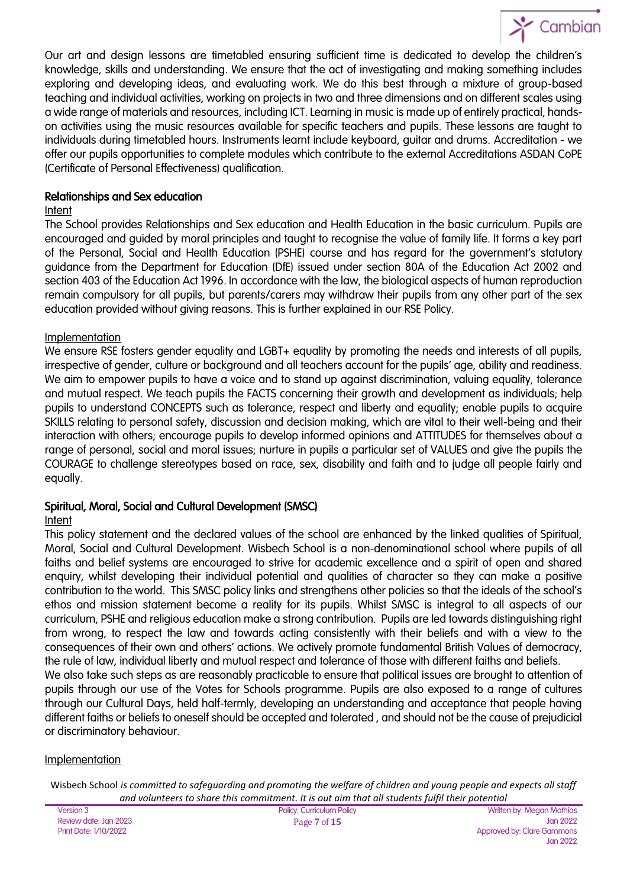Our art and design lessons are timetabled ensuring sufficient time is dedicated to develop the children's knowledge, skills and understanding. We ensure that the act of investigating and making something includes exploring and developing ideas, and evaluating work. We do this best through a mixture of group-based teaching and individual activities, working on projects in two and three dimensions and on different scales using a wide range of materials and resources, including ICT. Learning in music is made up of entirely practical, hands-on activities using the music resources available for specific teachers and pupils. These lessons are taught to individuals during timetabled hours. Instruments learnt include keyboard, guitar and drums. Accreditation - we offer our pupils opportunities to complete modules which contribute to the external Accreditations ASDAN CoPE (Certificate of Personal Effectiveness) qualification.

### Relationships and Sex education

Intent

The School provides Relationships and Sex education and Health Education in the basic curriculum. Pupils are encouraged and guided by moral principles and taught to recognise the value of family life. It forms a key part of the Personal, Social and Health Education (PSHE) course and has regard for the government's statutory guidance from the Department for Education (DfE) issued under section 80A of the Education Act 2002 and section 403 of the Education Act 1996. In accordance with the law, the biological aspects of human reproduction remain compulsory for all pupils, but parents/carers may withdraw their pupils from any other part of the sex education provided without giving reasons. This is further explained in our RSE Policy.

Implementation

We ensure RSE fosters gender equality and LGBT+ equality by promoting the needs and interests of all pupils, irrespective of gender, culture or background and all teachers account for the pupils' age, ability and readiness. We aim to empower pupils to have a voice and to stand up against discrimination, valuing equality, tolerance and mutual respect. We teach pupils the FACTS concerning their growth and development as individuals; help pupils to understand CONCEPTS such as tolerance, respect and liberty and equality; enable pupils to acquire SKILLS relating to personal safety, discussion and decision making, which are vital to their well-being and their interaction with others; encourage pupils to develop informed opinions and ATTITUDES for themselves about a range of personal, social and moral issues; nurture in pupils a particular set of VALUES and give the pupils the COURAGE to challenge stereotypes based on race, sex, disability and faith and to judge all people fairly and equally.

### Spiritual, Moral, Social and Cultural Development (SMSC)

Intent

This policy statement and the declared values of the school are enhanced by the linked qualities of Spiritual, Moral, Social and Cultural Development. Wisbech School is a non-denominational school where pupils of all faiths and belief systems are encouraged to strive for academic excellence and a spirit of open and shared enquiry, whilst developing their individual potential and qualities of character so they can make a positive contribution to the world. This SMSC policy links and strengthens other policies so that the ideals of the school's ethos and mission statement become a reality for its pupils. Whilst SMSC is integral to all aspects of our curriculum, PSHE and religious education make a strong contribution. Pupils are led towards distinguishing right from wrong, to respect the law and towards acting consistently with their beliefs and with a view to the consequences of their own and others' actions. We actively promote fundamental British Values of democracy, the rule of law, individual liberty and mutual respect and tolerance of those with different faiths and beliefs.

We also take such steps as are reasonably practicable to ensure that political issues are brought to attention of pupils through our use of the Votes for Schools programme. Pupils are also exposed to a range of cultures through our Cultural Days, held half-termly, developing an understanding and acceptance that people having different faiths or beliefs to oneself should be accepted and tolerated , and should not be the cause of prejudicial or discriminatory behaviour.

Implementation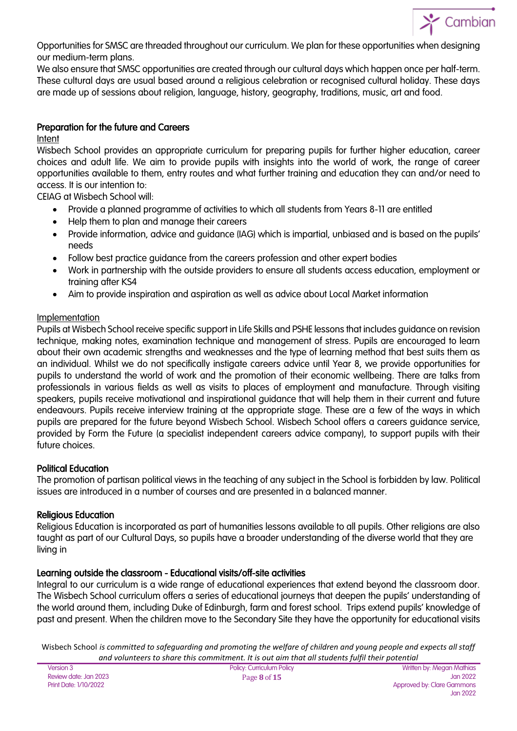Opportunities for SMSC are threaded throughout our curriculum. We plan for these opportunities when designing our medium-term plans.

We also ensure that SMSC opportunities are created through our cultural days which happen once per half-term. These cultural days are usual based around a religious celebration or recognised cultural holiday. These days are made up of sessions about religion, language, history, geography, traditions, music, art and food.

## Preparation for the future and Careers

Intent

Wisbech School provides an appropriate curriculum for preparing pupils for further higher education, career choices and adult life. We aim to provide pupils with insights into the world of work, the range of career opportunities available to them, entry routes and what further training and education they can and/or need to access. It is our intention to:

CEIAG at Wisbech School will:

- Provide a planned programme of activities to which all students from Years 8-11 are entitled
- Help them to plan and manage their careers
- Provide information, advice and guidance (IAG) which is impartial, unbiased and is based on the pupils' needs
- Follow best practice guidance from the careers profession and other expert bodies
- Work in partnership with the outside providers to ensure all students access education, employment or training after KS4
- Aim to provide inspiration and aspiration as well as advice about Local Market information

Implementation

Pupils at Wisbech School receive specific support in Life Skills and PSHE lessons that includes guidance on revision technique, making notes, examination technique and management of stress. Pupils are encouraged to learn about their own academic strengths and weaknesses and the type of learning method that best suits them as an individual. Whilst we do not specifically instigate careers advice until Year 8, we provide opportunities for pupils to understand the world of work and the promotion of their economic wellbeing. There are talks from professionals in various fields as well as visits to places of employment and manufacture. Through visiting speakers, pupils receive motivational and inspirational guidance that will help them in their current and future endeavours. Pupils receive interview training at the appropriate stage. These are a few of the ways in which pupils are prepared for the future beyond Wisbech School. Wisbech School offers a careers guidance service, provided by Form the Future (a specialist independent careers advice company), to support pupils with their future choices.

## Political Education

The promotion of partisan political views in the teaching of any subject in the School is forbidden by law. Political issues are introduced in a number of courses and are presented in a balanced manner.

## Religious Education

Religious Education is incorporated as part of humanities lessons available to all pupils. Other religions are also taught as part of our Cultural Days, so pupils have a broader understanding of the diverse world that they are living in

## Learning outside the classroom - Educational visits/off-site activities

Integral to our curriculum is a wide range of educational experiences that extend beyond the classroom door. The Wisbech School curriculum offers a series of educational journeys that deepen the pupils' understanding of the world around them, including Duke of Edinburgh, farm and forest school. Trips extend pupils' knowledge of past and present. When the children move to the Secondary Site they have the opportunity for educational visits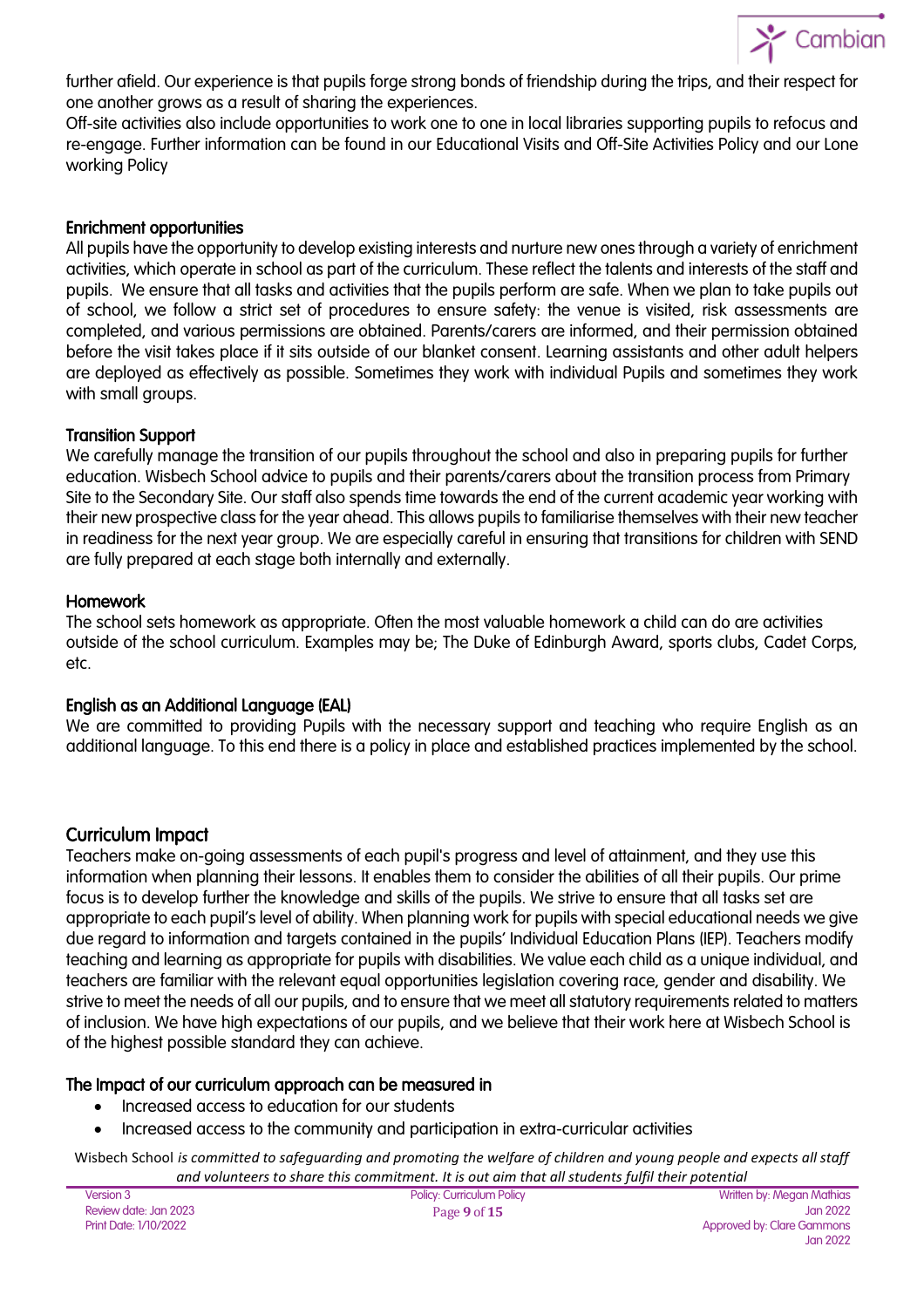further afield. Our experience is that pupils forge strong bonds of friendship during the trips, and their respect for one another grows as a result of sharing the experiences.

Off-site activities also include opportunities to work one to one in local libraries supporting pupils to refocus and re-engage. Further information can be found in our Educational Visits and Off-Site Activities Policy and our Lone working Policy

### Enrichment opportunities

All pupils have the opportunity to develop existing interests and nurture new ones through a variety of enrichment activities, which operate in school as part of the curriculum. These reflect the talents and interests of the staff and pupils. We ensure that all tasks and activities that the pupils perform are safe. When we plan to take pupils out of school, we follow a strict set of procedures to ensure safety: the venue is visited, risk assessments are completed, and various permissions are obtained. Parents/carers are informed, and their permission obtained before the visit takes place if it sits outside of our blanket consent. Learning assistants and other adult helpers are deployed as effectively as possible. Sometimes they work with individual Pupils and sometimes they work with small groups.

### Transition Support

We carefully manage the transition of our pupils throughout the school and also in preparing pupils for further education. Wisbech School advice to pupils and their parents/carers about the transition process from Primary Site to the Secondary Site. Our staff also spends time towards the end of the current academic year working with their new prospective class for the year ahead. This allows pupils to familiarise themselves with their new teacher in readiness for the next year group. We are especially careful in ensuring that transitions for children with SEND are fully prepared at each stage both internally and externally.

### Homework

The school sets homework as appropriate. Often the most valuable homework a child can do are activities outside of the school curriculum. Examples may be; The Duke of Edinburgh Award, sports clubs, Cadet Corps, etc.

### English as an Additional Language (EAL)

We are committed to providing Pupils with the necessary support and teaching who require English as an additional language. To this end there is a policy in place and established practices implemented by the school.

## Curriculum Impact

Teachers make on-going assessments of each pupil's progress and level of attainment, and they use this information when planning their lessons. It enables them to consider the abilities of all their pupils. Our prime focus is to develop further the knowledge and skills of the pupils. We strive to ensure that all tasks set are appropriate to each pupil's level of ability. When planning work for pupils with special educational needs we give due regard to information and targets contained in the pupils' Individual Education Plans (IEP). Teachers modify teaching and learning as appropriate for pupils with disabilities. We value each child as a unique individual, and teachers are familiar with the relevant equal opportunities legislation covering race, gender and disability. We strive to meet the needs of all our pupils, and to ensure that we meet all statutory requirements related to matters of inclusion. We have high expectations of our pupils, and we believe that their work here at Wisbech School is of the highest possible standard they can achieve.

### The Impact of our curriculum approach can be measured in

- Increased access to education for our students
- Increased access to the community and participation in extra-curricular activities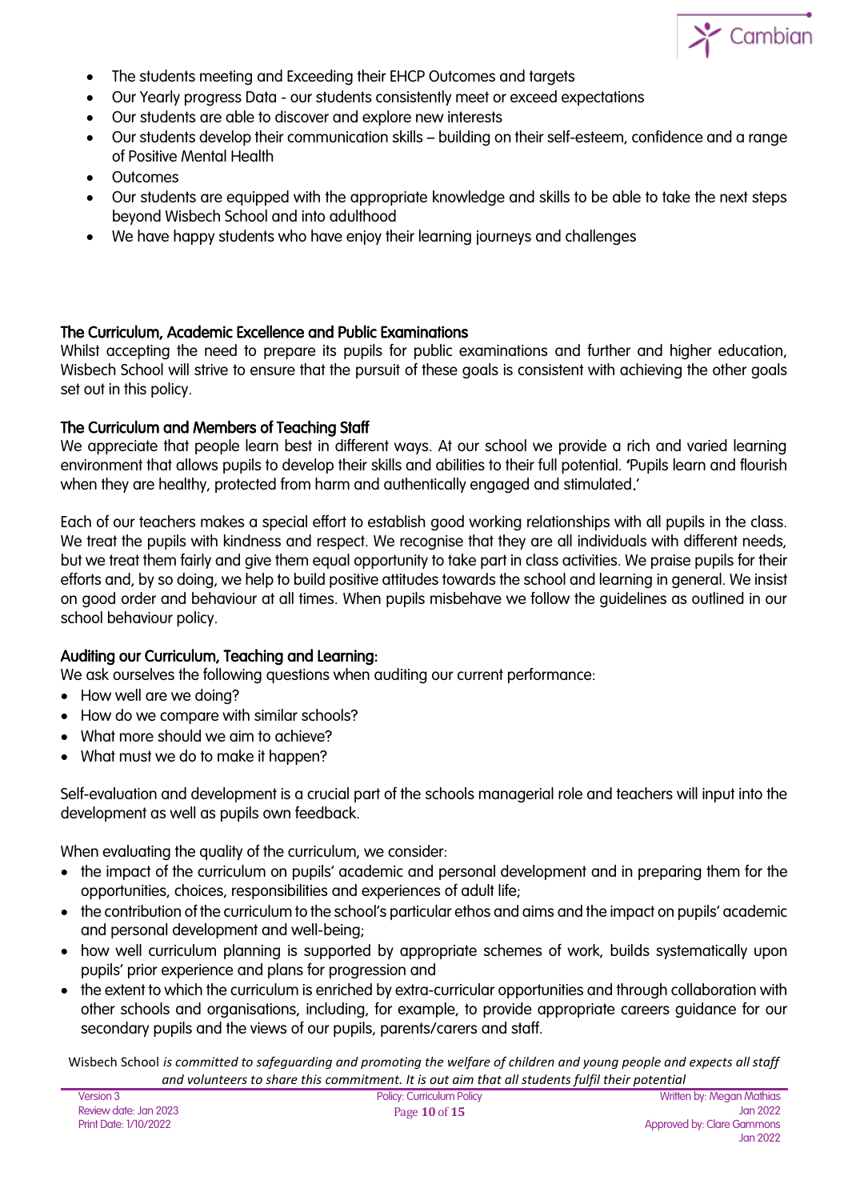- The students meeting and Exceeding their EHCP Outcomes and targets
- Our Yearly progress Data - our students consistently meet or exceed expectations
- Our students are able to discover and explore new interests
- Our students develop their communication skills – building on their self-esteem, confidence and a range of Positive Mental Health
- Outcomes
- Our students are equipped with the appropriate knowledge and skills to be able to take the next steps beyond Wisbech School and into adulthood
- We have happy students who have enjoy their learning journeys and challenges

### The Curriculum, Academic Excellence and Public Examinations

Whilst accepting the need to prepare its pupils for public examinations and further and higher education, Wisbech School will strive to ensure that the pursuit of these goals is consistent with achieving the other goals set out in this policy.

### The Curriculum and Members of Teaching Staff

We appreciate that people learn best in different ways. At our school we provide a rich and varied learning environment that allows pupils to develop their skills and abilities to their full potential. 'Pupils learn and flourish when they are healthy, protected from harm and authentically engaged and stimulated.'

Each of our teachers makes a special effort to establish good working relationships with all pupils in the class. We treat the pupils with kindness and respect. We recognise that they are all individuals with different needs, but we treat them fairly and give them equal opportunity to take part in class activities. We praise pupils for their efforts and, by so doing, we help to build positive attitudes towards the school and learning in general. We insist on good order and behaviour at all times. When pupils misbehave we follow the guidelines as outlined in our school behaviour policy.

### Auditing our Curriculum, Teaching and Learning:

We ask ourselves the following questions when auditing our current performance:

- How well are we doing?
- How do we compare with similar schools?
- What more should we aim to achieve?
- What must we do to make it happen?

Self-evaluation and development is a crucial part of the schools managerial role and teachers will input into the development as well as pupils own feedback.

When evaluating the quality of the curriculum, we consider:

- the impact of the curriculum on pupils' academic and personal development and in preparing them for the opportunities, choices, responsibilities and experiences of adult life;
- the contribution of the curriculum to the school's particular ethos and aims and the impact on pupils' academic and personal development and well-being;
- how well curriculum planning is supported by appropriate schemes of work, builds systematically upon pupils' prior experience and plans for progression and
- the extent to which the curriculum is enriched by extra-curricular opportunities and through collaboration with other schools and organisations, including, for example, to provide appropriate careers guidance for our secondary pupils and the views of our pupils, parents/carers and staff.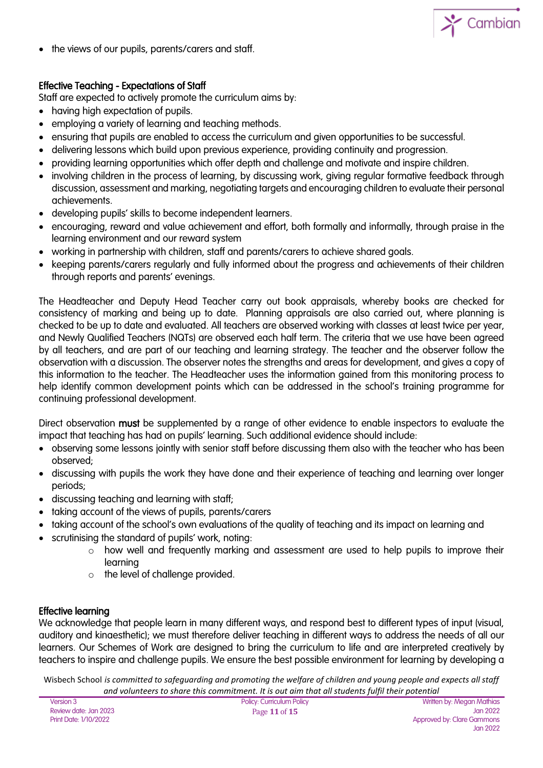- the views of our pupils, parents/carers and staff.

## Effective Teaching - Expectations of Staff

Staff are expected to actively promote the curriculum aims by:

- having high expectation of pupils.
- employing a variety of learning and teaching methods.
- ensuring that pupils are enabled to access the curriculum and given opportunities to be successful.
- delivering lessons which build upon previous experience, providing continuity and progression.
- providing learning opportunities which offer depth and challenge and motivate and inspire children.
- involving children in the process of learning, by discussing work, giving regular formative feedback through discussion, assessment and marking, negotiating targets and encouraging children to evaluate their personal achievements.
- developing pupils' skills to become independent learners.
- encouraging, reward and value achievement and effort, both formally and informally, through praise in the learning environment and our reward system
- working in partnership with children, staff and parents/carers to achieve shared goals.
- keeping parents/carers regularly and fully informed about the progress and achievements of their children through reports and parents' evenings.

The Headteacher and Deputy Head Teacher carry out book appraisals, whereby books are checked for consistency of marking and being up to date. Planning appraisals are also carried out, where planning is checked to be up to date and evaluated. All teachers are observed working with classes at least twice per year, and Newly Qualified Teachers (NQTs) are observed each half term. The criteria that we use have been agreed by all teachers, and are part of our teaching and learning strategy. The teacher and the observer follow the observation with a discussion. The observer notes the strengths and areas for development, and gives a copy of this information to the teacher. The Headteacher uses the information gained from this monitoring process to help identify common development points which can be addressed in the school's training programme for continuing professional development.

Direct observation **must** be supplemented by a range of other evidence to enable inspectors to evaluate the impact that teaching has had on pupils' learning. Such additional evidence should include:

- observing some lessons jointly with senior staff before discussing them also with the teacher who has been observed;
- discussing with pupils the work they have done and their experience of teaching and learning over longer periods;
- discussing teaching and learning with staff;
- taking account of the views of pupils, parents/carers
- taking account of the school's own evaluations of the quality of teaching and its impact on learning and
- scrutinising the standard of pupils' work, noting:
    - how well and frequently marking and assessment are used to help pupils to improve their learning
    - the level of challenge provided.

## Effective learning

We acknowledge that people learn in many different ways, and respond best to different types of input (visual, auditory and kinaesthetic); we must therefore deliver teaching in different ways to address the needs of all our learners. Our Schemes of Work are designed to bring the curriculum to life and are interpreted creatively by teachers to inspire and challenge pupils. We ensure the best possible environment for learning by developing a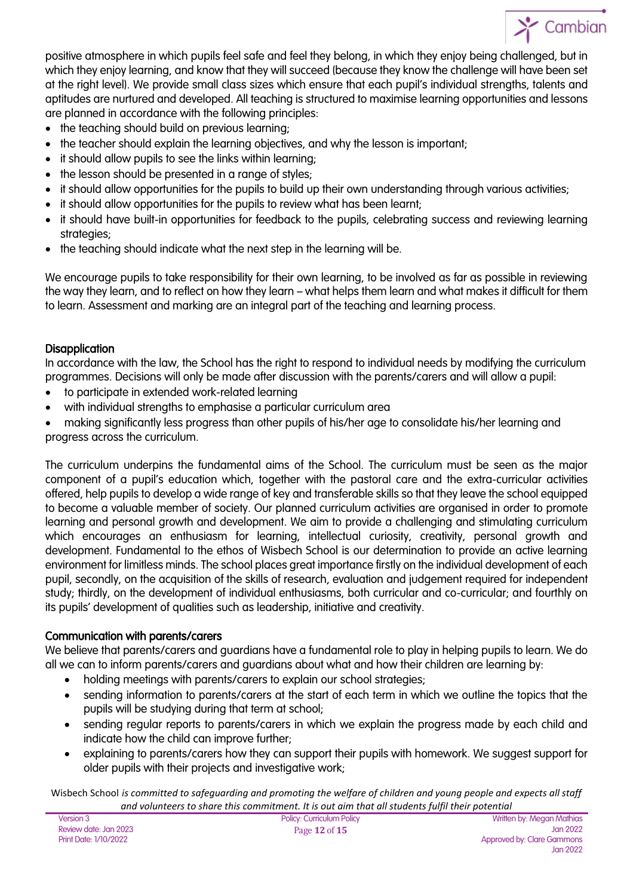positive atmosphere in which pupils feel safe and feel they belong, in which they enjoy being challenged, but in which they enjoy learning, and know that they will succeed (because they know the challenge will have been set at the right level). We provide small class sizes which ensure that each pupil's individual strengths, talents and aptitudes are nurtured and developed. All teaching is structured to maximise learning opportunities and lessons are planned in accordance with the following principles:

- the teaching should build on previous learning;
- the teacher should explain the learning objectives, and why the lesson is important;
- it should allow pupils to see the links within learning;
- the lesson should be presented in a range of styles;
- it should allow opportunities for the pupils to build up their own understanding through various activities;
- it should allow opportunities for the pupils to review what has been learnt;
- it should have built-in opportunities for feedback to the pupils, celebrating success and reviewing learning strategies;
- the teaching should indicate what the next step in the learning will be.

We encourage pupils to take responsibility for their own learning, to be involved as far as possible in reviewing the way they learn, and to reflect on how they learn – what helps them learn and what makes it difficult for them to learn. Assessment and marking are an integral part of the teaching and learning process.

### Disapplication

In accordance with the law, the School has the right to respond to individual needs by modifying the curriculum programmes. Decisions will only be made after discussion with the parents/carers and will allow a pupil:

- to participate in extended work-related learning
- with individual strengths to emphasise a particular curriculum area
- making significantly less progress than other pupils of his/her age to consolidate his/her learning and progress across the curriculum.

The curriculum underpins the fundamental aims of the School. The curriculum must be seen as the major component of a pupil's education which, together with the pastoral care and the extra-curricular activities offered, help pupils to develop a wide range of key and transferable skills so that they leave the school equipped to become a valuable member of society. Our planned curriculum activities are organised in order to promote learning and personal growth and development. We aim to provide a challenging and stimulating curriculum which encourages an enthusiasm for learning, intellectual curiosity, creativity, personal growth and development. Fundamental to the ethos of Wisbech School is our determination to provide an active learning environment for limitless minds. The school places great importance firstly on the individual development of each pupil, secondly, on the acquisition of the skills of research, evaluation and judgement required for independent study; thirdly, on the development of individual enthusiasms, both curricular and co-curricular; and fourthly on its pupils' development of qualities such as leadership, initiative and creativity.

### Communication with parents/carers

We believe that parents/carers and guardians have a fundamental role to play in helping pupils to learn. We do all we can to inform parents/carers and guardians about what and how their children are learning by:

- holding meetings with parents/carers to explain our school strategies;
- sending information to parents/carers at the start of each term in which we outline the topics that the pupils will be studying during that term at school;
- sending regular reports to parents/carers in which we explain the progress made by each child and indicate how the child can improve further;
- explaining to parents/carers how they can support their pupils with homework. We suggest support for older pupils with their projects and investigative work;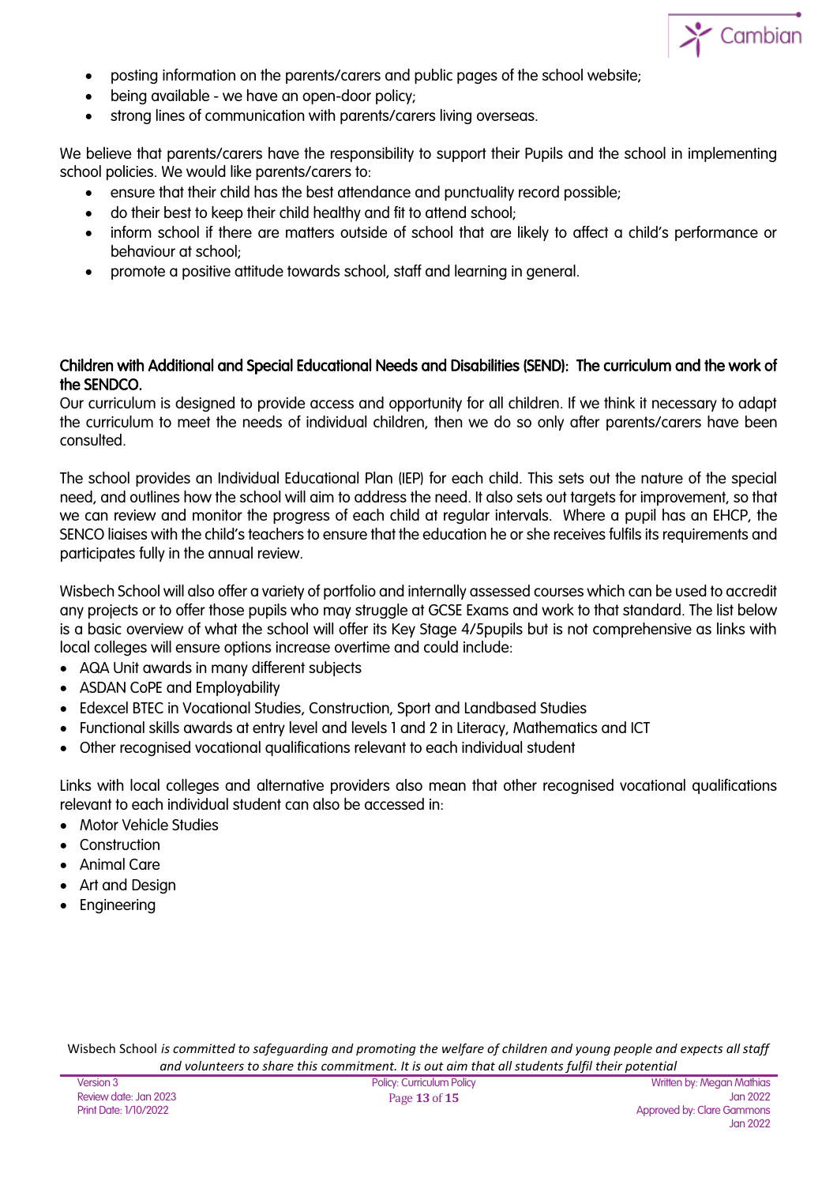- posting information on the parents/carers and public pages of the school website;
- being available - we have an open-door policy;
- strong lines of communication with parents/carers living overseas.

We believe that parents/carers have the responsibility to support their Pupils and the school in implementing school policies. We would like parents/carers to:

- ensure that their child has the best attendance and punctuality record possible;
- do their best to keep their child healthy and fit to attend school;
- inform school if there are matters outside of school that are likely to affect a child's performance or behaviour at school;
- promote a positive attitude towards school, staff and learning in general.

**Children with Additional and Special Educational Needs and Disabilities (SEND): The curriculum and the work of the SENDCO.**

Our curriculum is designed to provide access and opportunity for all children. If we think it necessary to adapt the curriculum to meet the needs of individual children, then we do so only after parents/carers have been consulted.

The school provides an Individual Educational Plan (IEP) for each child. This sets out the nature of the special need, and outlines how the school will aim to address the need. It also sets out targets for improvement, so that we can review and monitor the progress of each child at regular intervals. Where a pupil has an EHCP, the SENCO liaises with the child's teachers to ensure that the education he or she receives fulfils its requirements and participates fully in the annual review.

Wisbech School will also offer a variety of portfolio and internally assessed courses which can be used to accredit any projects or to offer those pupils who may struggle at GCSE Exams and work to that standard. The list below is a basic overview of what the school will offer its Key Stage 4/5pupils but is not comprehensive as links with local colleges will ensure options increase overtime and could include:

- AQA Unit awards in many different subjects
- ASDAN CoPE and Employability
- Edexcel BTEC in Vocational Studies, Construction, Sport and Landbased Studies
- Functional skills awards at entry level and levels 1 and 2 in Literacy, Mathematics and ICT
- Other recognised vocational qualifications relevant to each individual student

Links with local colleges and alternative providers also mean that other recognised vocational qualifications relevant to each individual student can also be accessed in:

- Motor Vehicle Studies
- Construction
- Animal Care
- Art and Design
- Engineering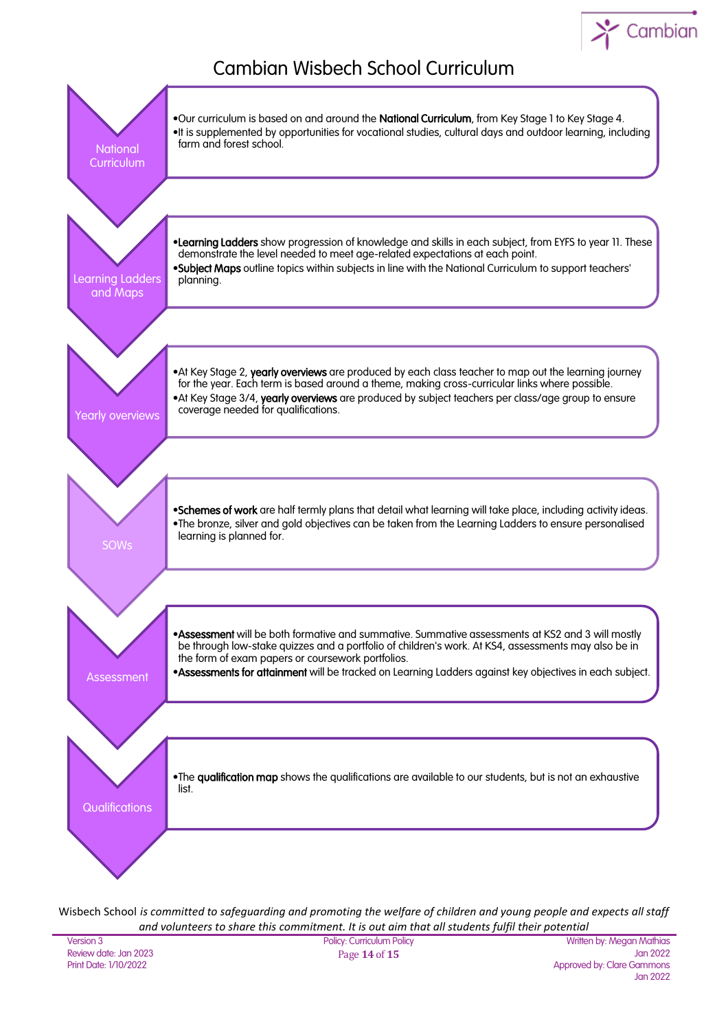# Cambian Wisbech School Curriculum

## National Curriculum

- Our curriculum is based on and around the **National Curriculum**, from Key Stage 1 to Key Stage 4.
- It is supplemented by opportunities for vocational studies, cultural days and outdoor learning, including farm and forest school.

## Learning Ladders and Maps

- **Learning Ladders** show progression of knowledge and skills in each subject, from EYFS to year 11. These demonstrate the level needed to meet age-related expectations at each point.
- **Subject Maps** outline topics within subjects in line with the National Curriculum to support teachers' planning.

## Yearly overviews

- At Key Stage 2, **yearly overviews** are produced by each class teacher to map out the learning journey for the year. Each term is based around a theme, making cross-curricular links where possible.
- At Key Stage 3/4, **yearly overviews** are produced by subject teachers per class/age group to ensure coverage needed for qualifications.

## SOWs

- **Schemes of work** are half termly plans that detail what learning will take place, including activity ideas.
- The bronze, silver and gold objectives can be taken from the Learning Ladders to ensure personalised learning is planned for.

## Assessment

- **Assessment** will be both formative and summative. Summative assessments at KS2 and 3 will mostly be through low-stake quizzes and a portfolio of children's work. At KS4, assessments may also be in the form of exam papers or coursework portfolios.
- **Assessments for attainment** will be tracked on Learning Ladders against key objectives in each subject.

## Qualifications

- The **qualification map** shows the qualifications are available to our students, but is not an exhaustive list.

Wisbech School *is committed to safeguarding and promoting the welfare of children and young people and expects all staff and volunteers to share this commitment. It is out aim that all students fulfil their potential*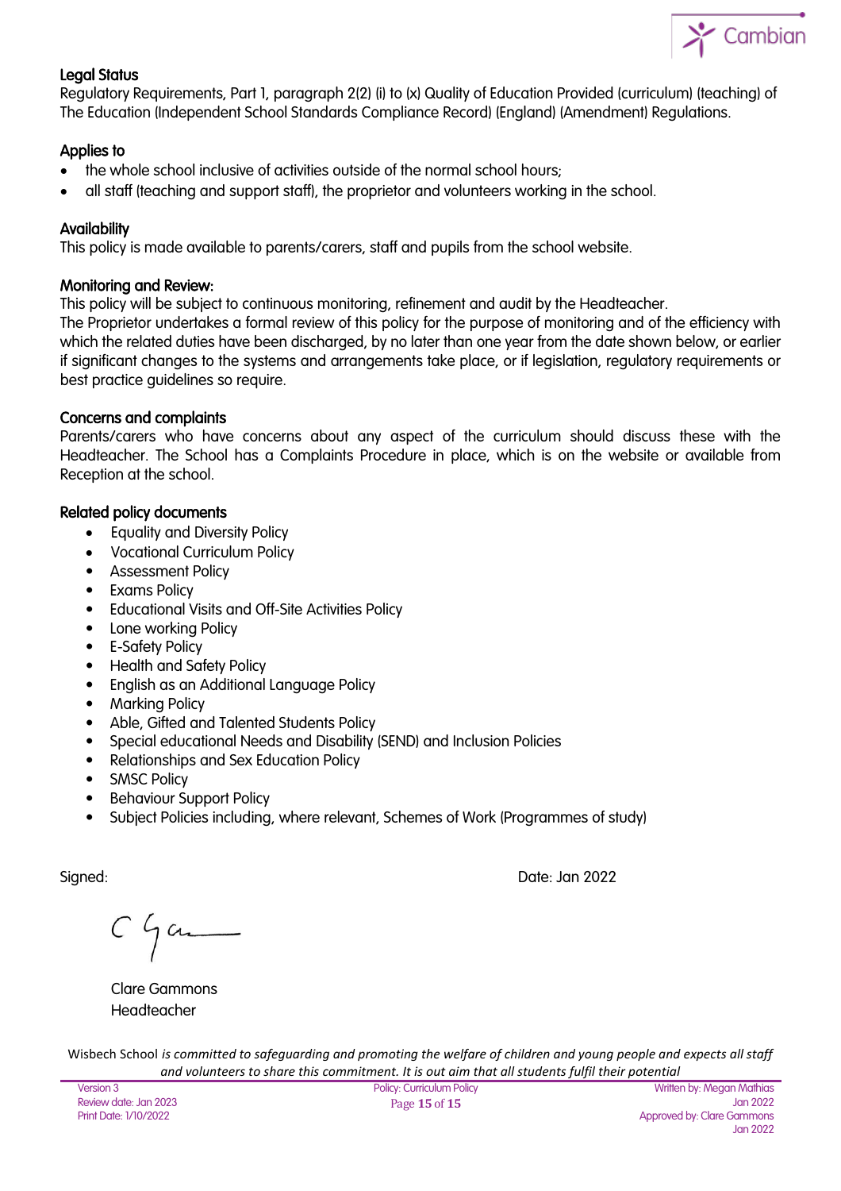### Legal Status

Regulatory Requirements, Part 1, paragraph 2(2) (i) to (x) Quality of Education Provided (curriculum) (teaching) of The Education (Independent School Standards Compliance Record) (England) (Amendment) Regulations.

### Applies to

- the whole school inclusive of activities outside of the normal school hours;
- all staff (teaching and support staff), the proprietor and volunteers working in the school.

### Availability

This policy is made available to parents/carers, staff and pupils from the school website.

### Monitoring and Review:

This policy will be subject to continuous monitoring, refinement and audit by the Headteacher.
The Proprietor undertakes a formal review of this policy for the purpose of monitoring and of the efficiency with which the related duties have been discharged, by no later than one year from the date shown below, or earlier if significant changes to the systems and arrangements take place, or if legislation, regulatory requirements or best practice guidelines so require.

### Concerns and complaints

Parents/carers who have concerns about any aspect of the curriculum should discuss these with the Headteacher. The School has a Complaints Procedure in place, which is on the website or available from Reception at the school.

### Related policy documents

- Equality and Diversity Policy
- Vocational Curriculum Policy
- Assessment Policy
- Exams Policy
- Educational Visits and Off-Site Activities Policy
- Lone working Policy
- E-Safety Policy
- Health and Safety Policy
- English as an Additional Language Policy
- Marking Policy
- Able, Gifted and Talented Students Policy
- Special educational Needs and Disability (SEND) and Inclusion Policies
- Relationships and Sex Education Policy
- SMSC Policy
- Behaviour Support Policy
- Subject Policies including, where relevant, Schemes of Work (Programmes of study)

Signed: Date: Jan 2022

Clare Gammons
Headteacher

Wisbech School *is committed to safeguarding and promoting the welfare of children and young people and expects all staff and volunteers to share this commitment. It is out aim that all students fulfil their potential*

Version 3
Review date: Jan 2023
Print Date: 1/10/2022

Policy: Curriculum Policy

Written by: Megan Mathias
Jan 2022
Approved by: Clare Gammons
Jan 2022